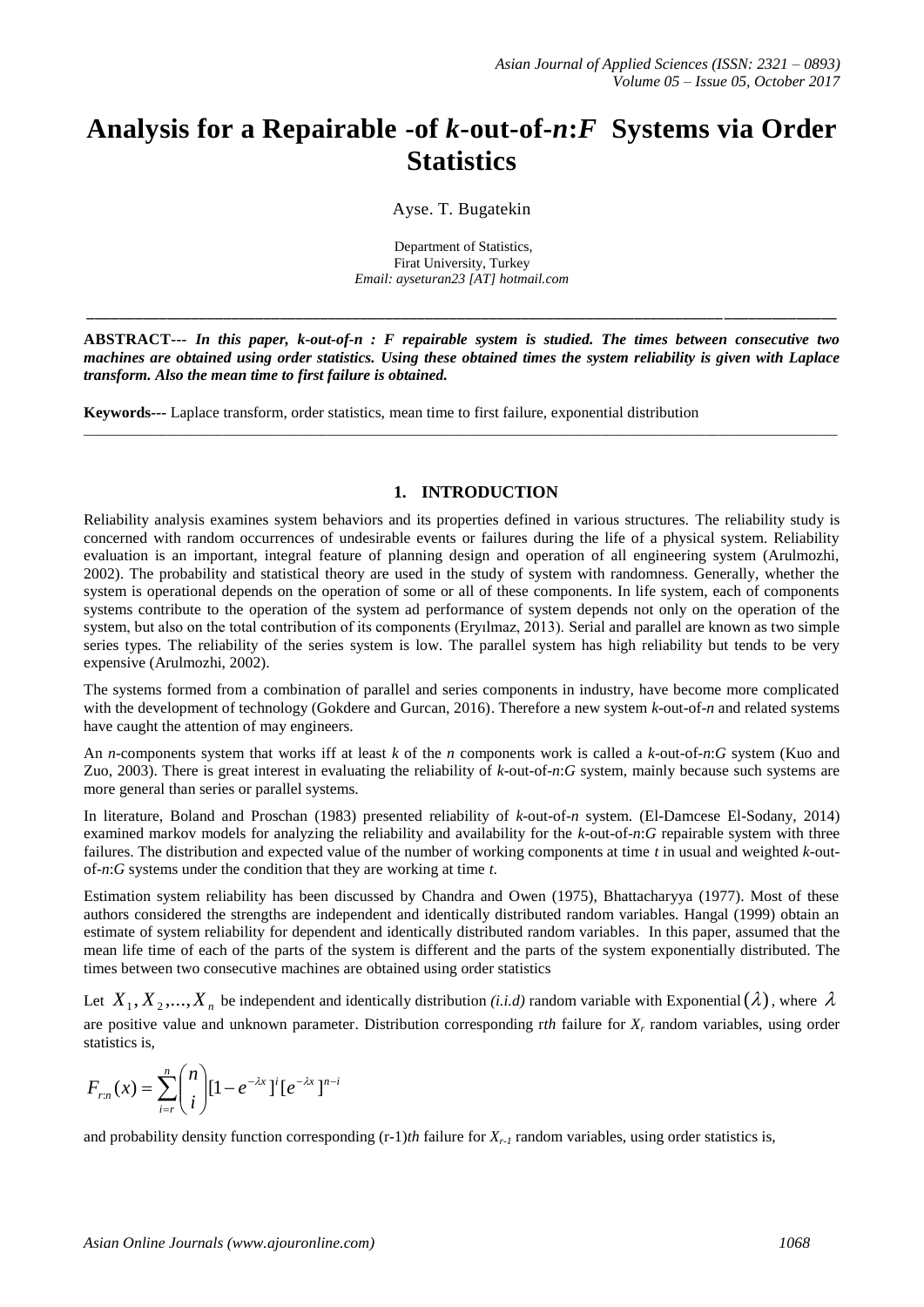# Analysis for a Repairable -of *k*-out-of-*n*:*F* Systems via Order Statistics

Ayse. T. Bugatekin

Department of Statistics,
Firat University, Turkey
*Email: ayseturan23 [AT] hotmail.com*

---

**ABSTRACT---** ***In this paper, k-out-of-n : F repairable system is studied. The times between consecutive two machines are obtained using order statistics. Using these obtained times the system reliability is given with Laplace transform. Also the mean time to first failure is obtained.***

**Keywords---** Laplace transform, order statistics, mean time to first failure, exponential distribution

---

## 1. INTRODUCTION

Reliability analysis examines system behaviors and its properties defined in various structures. The reliability study is concerned with random occurrences of undesirable events or failures during the life of a physical system. Reliability evaluation is an important, integral feature of planning design and operation of all engineering system (Arulmozhi, 2002). The probability and statistical theory are used in the study of system with randomness. Generally, whether the system is operational depends on the operation of some or all of these components. In life system, each of components systems contribute to the operation of the system ad performance of system depends not only on the operation of the system, but also on the total contribution of its components (Eryılmaz, 2013). Serial and parallel are known as two simple series types. The reliability of the series system is low. The parallel system has high reliability but tends to be very expensive (Arulmozhi, 2002).

The systems formed from a combination of parallel and series components in industry, have become more complicated with the development of technology (Gokdere and Gurcan, 2016). Therefore a new system *k*-out-of-*n* and related systems have caught the attention of may engineers.

An *n*-components system that works iff at least *k* of the *n* components work is called a *k*-out-of-*n*:*G* system (Kuo and Zuo, 2003). There is great interest in evaluating the reliability of *k*-out-of-*n*:*G* system, mainly because such systems are more general than series or parallel systems.

In literature, Boland and Proschan (1983) presented reliability of *k*-out-of-*n* system. (El-Damcese El-Sodany, 2014) examined markov models for analyzing the reliability and availability for the *k*-out-of-*n*:*G* repairable system with three failures. The distribution and expected value of the number of working components at time *t* in usual and weighted *k*-out-of-*n*:*G* systems under the condition that they are working at time *t*.

Estimation system reliability has been discussed by Chandra and Owen (1975), Bhattacharyya (1977). Most of these authors considered the strengths are independent and identically distributed random variables. Hangal (1999) obtain an estimate of system reliability for dependent and identically distributed random variables. In this paper, assumed that the mean life time of each of the parts of the system is different and the parts of the system exponentially distributed. The times between two consecutive machines are obtained using order statistics

Let $X_1, X_2, ..., X_n$ be independent and identically distribution *(i.i.d)* random variable with Exponential$(\lambda)$, where $\lambda$ are positive value and unknown parameter. Distribution corresponding r*th* failure for $X_r$ random variables, using order statistics is,

$$F_{r:n}(x) = \sum_{i=r}^{n} \binom{n}{i} [1 - e^{-\lambda x}]^i [e^{-\lambda x}]^{n-i}$$

and probability density function corresponding (r-1)*th* failure for $X_{r-1}$ random variables, using order statistics is,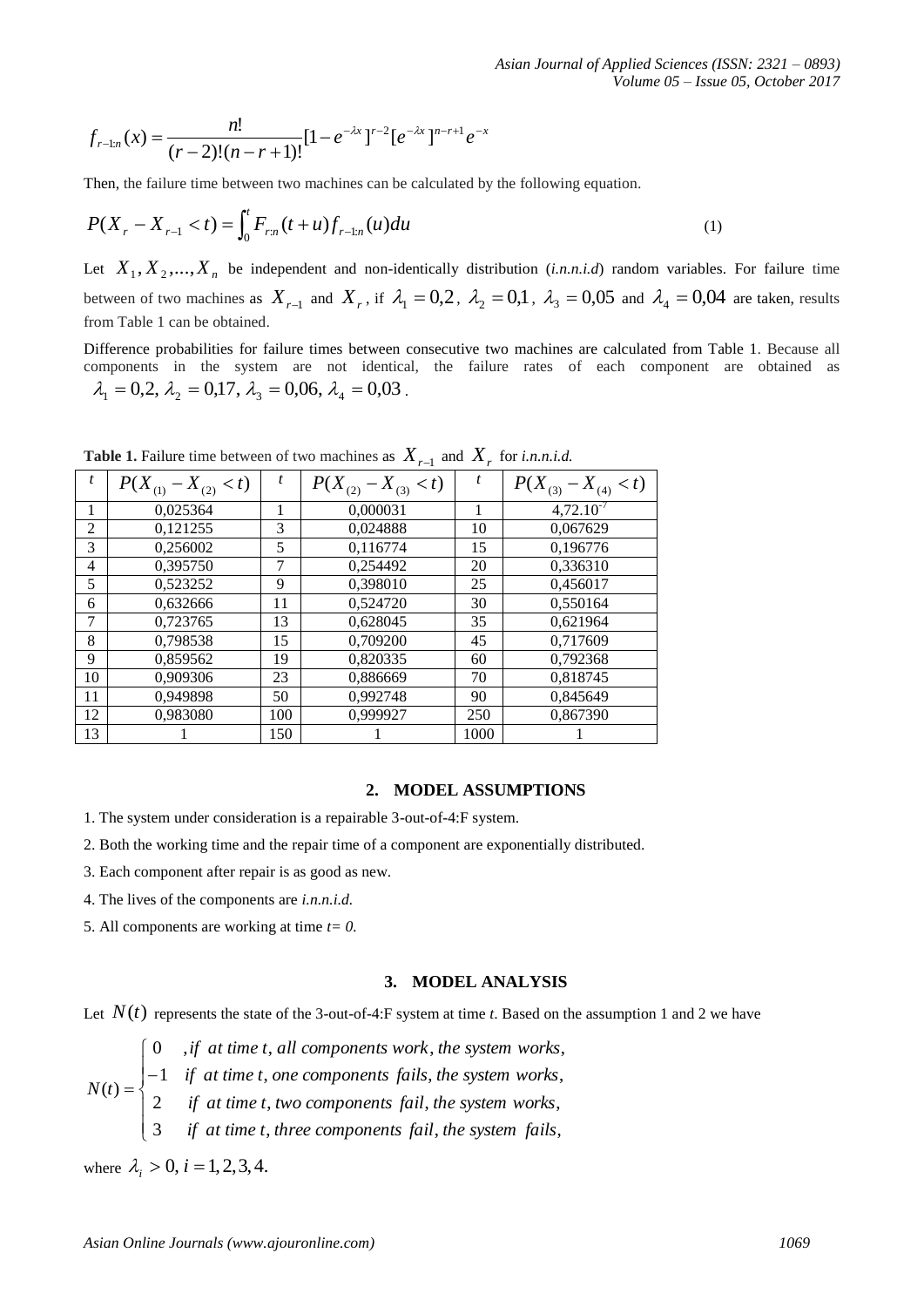$$f_{r-1:n}(x) = \frac{n!}{(r-2)!(n-r+1)!}[1-e^{-\lambda x}]^{r-2}[e^{-\lambda x}]^{n-r+1}e^{-x}$$

Then, the failure time between two machines can be calculated by the following equation.

$$P(X_r - X_{r-1} < t) = \int_0^t F_{r:n}(t+u) f_{r-1:n}(u) du \tag{1}$$

Let $X_1, X_2, ..., X_n$ be independent and non-identically distribution (*i.n.n.i.d*) random variables. For failure time between of two machines as $X_{r-1}$ and $X_r$, if $\lambda_1 = 0{,}2$, $\lambda_2 = 0{,}1$, $\lambda_3 = 0{,}05$ and $\lambda_4 = 0{,}04$ are taken, results from Table 1 can be obtained.

Difference probabilities for failure times between consecutive two machines are calculated from Table 1. Because all components in the system are not identical, the failure rates of each component are obtained as $\lambda_1 = 0{,}2,\ \lambda_2 = 0{,}17,\ \lambda_3 = 0{,}06,\ \lambda_4 = 0{,}03$.

**Table 1.** Failure time between of two machines as $X_{r-1}$ and $X_r$ for *i.n.n.i.d.*

| $t$ | $P(X_{(1)} - X_{(2)} < t)$ | $t$ | $P(X_{(2)} - X_{(3)} < t)$ | $t$ | $P(X_{(3)} - X_{(4)} < t)$ |
|---|---|---|---|---|---|
| 1 | 0,025364 | 1 | 0,000031 | 1 | $4{,}72.10^{-7}$ |
| 2 | 0,121255 | 3 | 0,024888 | 10 | 0,067629 |
| 3 | 0,256002 | 5 | 0,116774 | 15 | 0,196776 |
| 4 | 0,395750 | 7 | 0,254492 | 20 | 0,336310 |
| 5 | 0,523252 | 9 | 0,398010 | 25 | 0,456017 |
| 6 | 0,632666 | 11 | 0,524720 | 30 | 0,550164 |
| 7 | 0,723765 | 13 | 0,628045 | 35 | 0,621964 |
| 8 | 0,798538 | 15 | 0,709200 | 45 | 0,717609 |
| 9 | 0,859562 | 19 | 0,820335 | 60 | 0,792368 |
| 10 | 0,909306 | 23 | 0,886669 | 70 | 0,818745 |
| 11 | 0,949898 | 50 | 0,992748 | 90 | 0,845649 |
| 12 | 0,983080 | 100 | 0,999927 | 250 | 0,867390 |
| 13 | 1 | 150 | 1 | 1000 | 1 |

## 2. MODEL ASSUMPTIONS

1. The system under consideration is a repairable 3-out-of-4:F system.
2. Both the working time and the repair time of a component are exponentially distributed.
3. Each component after repair is as good as new.
4. The lives of the components are *i.n.n.i.d.*
5. All components are working at time $t = 0$.

## 3. MODEL ANALYSIS

Let $N(t)$ represents the state of the 3-out-of-4:F system at time *t*. Based on the assumption 1 and 2 we have

$$N(t) = \begin{cases} 0 & ,\text{if at time } t, \text{ all components work, the system works,} \\ -1 & \text{if at time } t, \text{ one components fails, the system works,} \\ 2 & \text{if at time } t, \text{ two components fail, the system works,} \\ 3 & \text{if at time } t, \text{ three components fail, the system fails,} \end{cases}$$

where $\lambda_i > 0,\ i = 1,2,3,4.$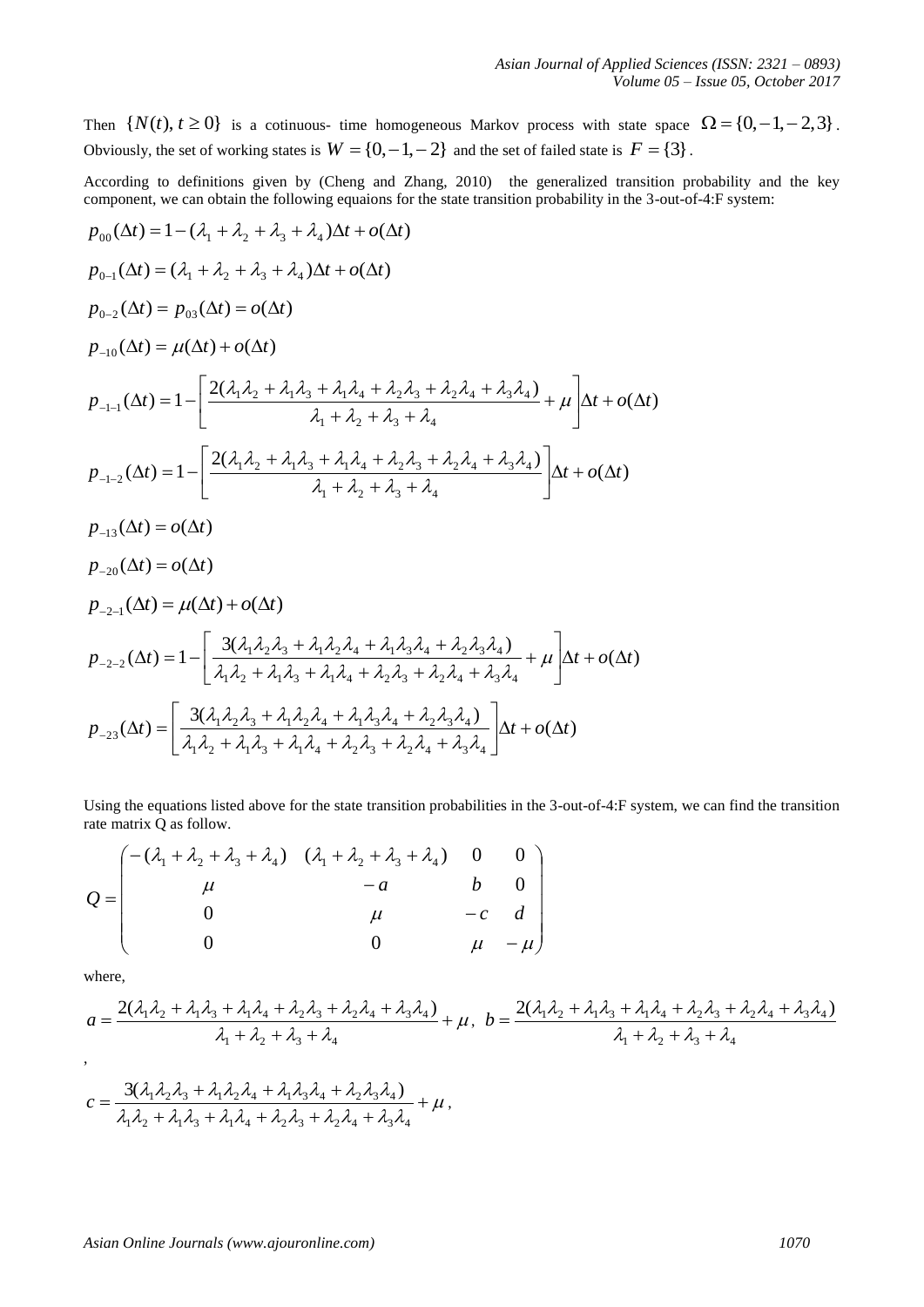Then $\{N(t), t \geq 0\}$ is a cotinuous- time homogeneous Markov process with state space $\Omega = \{0, -1, -2, 3\}$. Obviously, the set of working states is $W = \{0, -1, -2\}$ and the set of failed state is $F = \{3\}$.

According to definitions given by (Cheng and Zhang, 2010) the generalized transition probability and the key component, we can obtain the following equaions for the state transition probability in the 3-out-of-4:F system:

$$p_{00}(\Delta t) = 1 - (\lambda_1 + \lambda_2 + \lambda_3 + \lambda_4)\Delta t + o(\Delta t)$$

$$p_{0-1}(\Delta t) = (\lambda_1 + \lambda_2 + \lambda_3 + \lambda_4)\Delta t + o(\Delta t)$$

$$p_{0-2}(\Delta t) = p_{03}(\Delta t) = o(\Delta t)$$

$$p_{-10}(\Delta t) = \mu(\Delta t) + o(\Delta t)$$

$$p_{-1-1}(\Delta t) = 1 - \left[\frac{2(\lambda_1\lambda_2 + \lambda_1\lambda_3 + \lambda_1\lambda_4 + \lambda_2\lambda_3 + \lambda_2\lambda_4 + \lambda_3\lambda_4)}{\lambda_1 + \lambda_2 + \lambda_3 + \lambda_4} + \mu\right]\Delta t + o(\Delta t)$$

$$p_{-1-2}(\Delta t) = 1 - \left[\frac{2(\lambda_1\lambda_2 + \lambda_1\lambda_3 + \lambda_1\lambda_4 + \lambda_2\lambda_3 + \lambda_2\lambda_4 + \lambda_3\lambda_4)}{\lambda_1 + \lambda_2 + \lambda_3 + \lambda_4}\right]\Delta t + o(\Delta t)$$

$$p_{-13}(\Delta t) = o(\Delta t)$$

$$p_{-20}(\Delta t) = o(\Delta t)$$

$$p_{-2-1}(\Delta t) = \mu(\Delta t) + o(\Delta t)$$

$$p_{-2-2}(\Delta t) = 1 - \left[\frac{3(\lambda_1\lambda_2\lambda_3 + \lambda_1\lambda_2\lambda_4 + \lambda_1\lambda_3\lambda_4 + \lambda_2\lambda_3\lambda_4)}{\lambda_1\lambda_2 + \lambda_1\lambda_3 + \lambda_1\lambda_4 + \lambda_2\lambda_3 + \lambda_2\lambda_4 + \lambda_3\lambda_4} + \mu\right]\Delta t + o(\Delta t)$$

$$p_{-23}(\Delta t) = \left[\frac{3(\lambda_1\lambda_2\lambda_3 + \lambda_1\lambda_2\lambda_4 + \lambda_1\lambda_3\lambda_4 + \lambda_2\lambda_3\lambda_4)}{\lambda_1\lambda_2 + \lambda_1\lambda_3 + \lambda_1\lambda_4 + \lambda_2\lambda_3 + \lambda_2\lambda_4 + \lambda_3\lambda_4}\right]\Delta t + o(\Delta t)$$

Using the equations listed above for the state transition probabilities in the 3-out-of-4:F system, we can find the transition rate matrix Q as follow.

$$Q = \begin{pmatrix} -(\lambda_1 + \lambda_2 + \lambda_3 + \lambda_4) & (\lambda_1 + \lambda_2 + \lambda_3 + \lambda_4) & 0 & 0 \\ \mu & -a & b & 0 \\ 0 & \mu & -c & d \\ 0 & 0 & \mu & -\mu \end{pmatrix}$$

where,

$$a = \frac{2(\lambda_1\lambda_2 + \lambda_1\lambda_3 + \lambda_1\lambda_4 + \lambda_2\lambda_3 + \lambda_2\lambda_4 + \lambda_3\lambda_4)}{\lambda_1 + \lambda_2 + \lambda_3 + \lambda_4} + \mu, \quad b = \frac{2(\lambda_1\lambda_2 + \lambda_1\lambda_3 + \lambda_1\lambda_4 + \lambda_2\lambda_3 + \lambda_2\lambda_4 + \lambda_3\lambda_4)}{\lambda_1 + \lambda_2 + \lambda_3 + \lambda_4}$$

,

$$c = \frac{3(\lambda_1\lambda_2\lambda_3 + \lambda_1\lambda_2\lambda_4 + \lambda_1\lambda_3\lambda_4 + \lambda_2\lambda_3\lambda_4)}{\lambda_1\lambda_2 + \lambda_1\lambda_3 + \lambda_1\lambda_4 + \lambda_2\lambda_3 + \lambda_2\lambda_4 + \lambda_3\lambda_4} + \mu,$$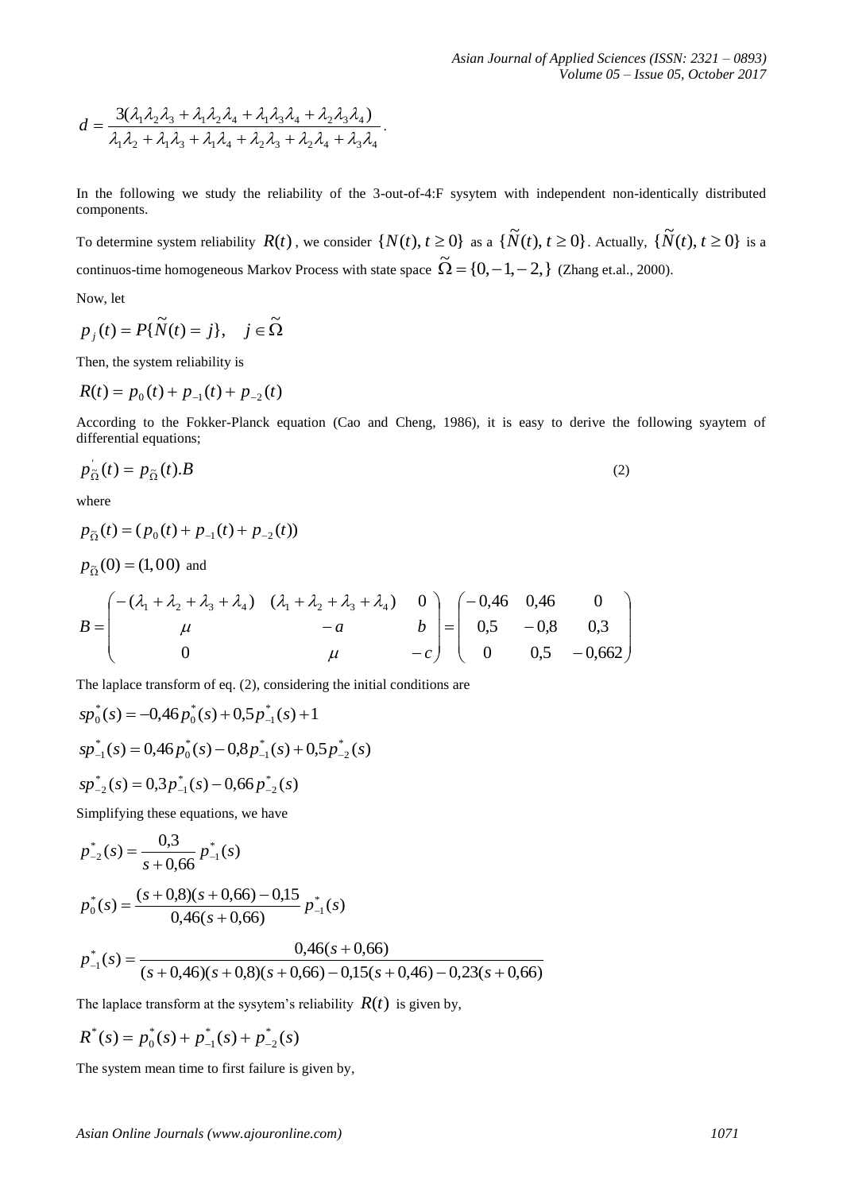$$d = \frac{3(\lambda_1\lambda_2\lambda_3 + \lambda_1\lambda_2\lambda_4 + \lambda_1\lambda_3\lambda_4 + \lambda_2\lambda_3\lambda_4)}{\lambda_1\lambda_2 + \lambda_1\lambda_3 + \lambda_1\lambda_4 + \lambda_2\lambda_3 + \lambda_2\lambda_4 + \lambda_3\lambda_4}.$$

In the following we study the reliability of the 3-out-of-4:F sysytem with independent non-identically distributed components.

To determine system reliability $R(t)$, we consider $\{N(t), t \geq 0\}$ as a $\{\widetilde{N}(t), t \geq 0\}$. Actually, $\{\widetilde{N}(t), t \geq 0\}$ is a continuos-time homogeneous Markov Process with state space $\widetilde{\Omega} = \{0, -1, -2,\}$ (Zhang et.al., 2000).

Now, let

$$p_j(t) = P\{\widetilde{N}(t) = j\}, \quad j \in \widetilde{\Omega}$$

Then, the system reliability is

$$R(t) = p_0(t) + p_{-1}(t) + p_{-2}(t)$$

According to the Fokker-Planck equation (Cao and Cheng, 1986), it is easy to derive the following syaytem of differential equations;

$$p'_{\widetilde{\Omega}}(t) = p_{\widetilde{\Omega}}(t).B \tag{2}$$

where

$$p_{\widetilde{\Omega}}(t) = (p_0(t) + p_{-1}(t) + p_{-2}(t))$$

$p_{\widetilde{\Omega}}(0) = (1,0\,0)$ and

$$B = \begin{pmatrix} -(\lambda_1 + \lambda_2 + \lambda_3 + \lambda_4) & (\lambda_1 + \lambda_2 + \lambda_3 + \lambda_4) & 0 \\ \mu & -a & b \\ 0 & \mu & -c \end{pmatrix} = \begin{pmatrix} -0{,}46 & 0{,}46 & 0 \\ 0{,}5 & -0{,}8 & 0{,}3 \\ 0 & 0{,}5 & -0{,}662 \end{pmatrix}$$

The laplace transform of eq. (2), considering the initial conditions are

$$sp_0^*(s) = -0{,}46\,p_0^*(s) + 0{,}5\,p_{-1}^*(s) + 1$$

$$sp_{-1}^*(s) = 0{,}46\,p_0^*(s) - 0{,}8\,p_{-1}^*(s) + 0{,}5\,p_{-2}^*(s)$$

$$sp_{-2}^*(s) = 0{,}3\,p_{-1}^*(s) - 0{,}66\,p_{-2}^*(s)$$

Simplifying these equations, we have

$$p_{-2}^*(s) = \frac{0{,}3}{s + 0{,}66}\,p_{-1}^*(s)$$

$$p_0^*(s) = \frac{(s + 0{,}8)(s + 0{,}66) - 0{,}15}{0{,}46(s + 0{,}66)}\,p_{-1}^*(s)$$

$$p_{-1}^*(s) = \frac{0{,}46(s + 0{,}66)}{(s + 0{,}46)(s + 0{,}8)(s + 0{,}66) - 0{,}15(s + 0{,}46) - 0{,}23(s + 0{,}66)}$$

The laplace transform at the sysytem's reliability $R(t)$ is given by,

$$R^*(s) = p_0^*(s) + p_{-1}^*(s) + p_{-2}^*(s)$$

The system mean time to first failure is given by,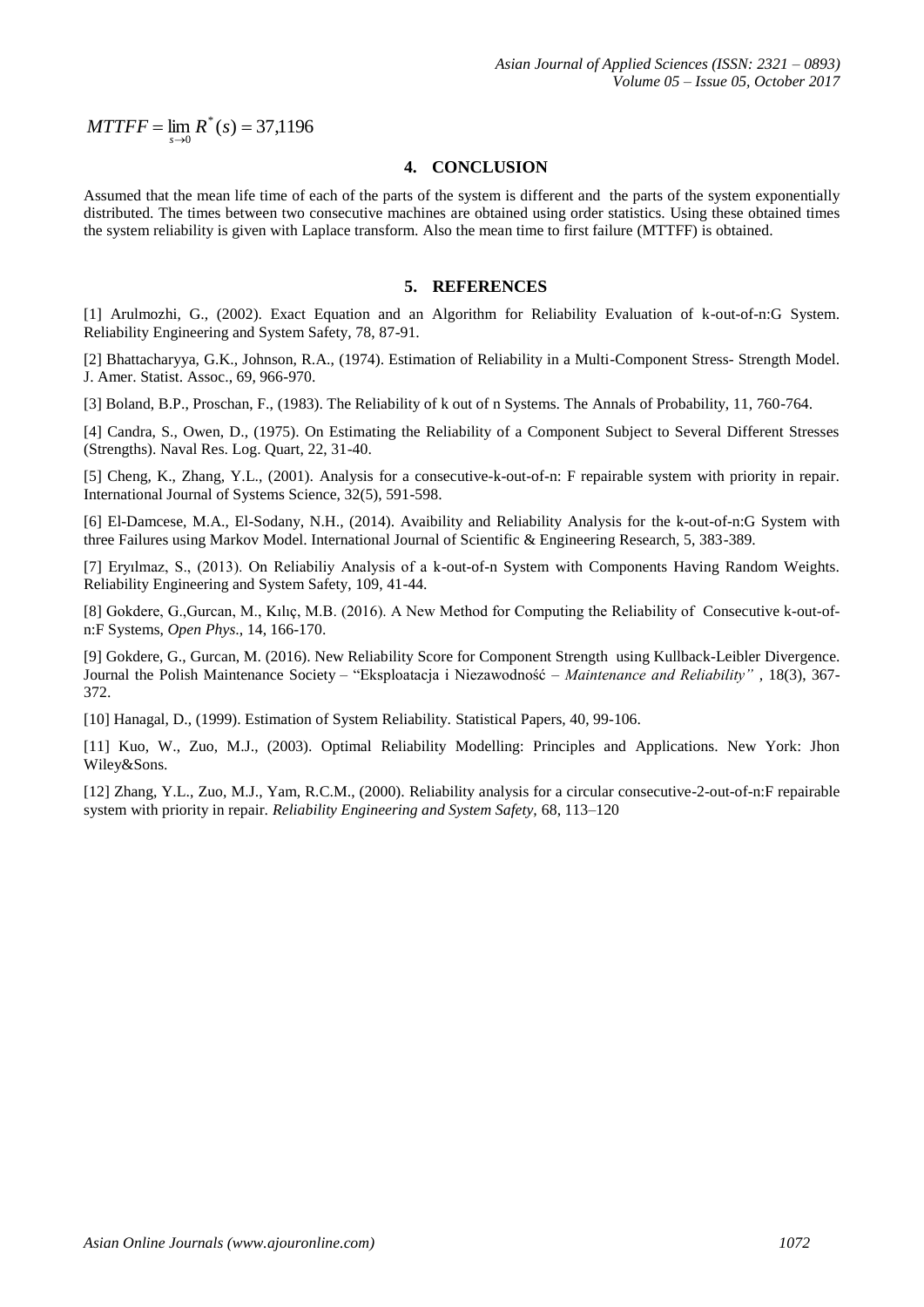$$MTTFF = \lim_{s \to 0} R^{*}(s) = 37{,}1196$$

## 4. CONCLUSION

Assumed that the mean life time of each of the parts of the system is different and the parts of the system exponentially distributed. The times between two consecutive machines are obtained using order statistics. Using these obtained times the system reliability is given with Laplace transform. Also the mean time to first failure (MTTFF) is obtained.

## 5. REFERENCES

[1] Arulmozhi, G., (2002). Exact Equation and an Algorithm for Reliability Evaluation of k-out-of-n:G System. Reliability Engineering and System Safety, 78, 87-91.

[2] Bhattacharyya, G.K., Johnson, R.A., (1974). Estimation of Reliability in a Multi-Component Stress- Strength Model. J. Amer. Statist. Assoc., 69, 966-970.

[3] Boland, B.P., Proschan, F., (1983). The Reliability of k out of n Systems. The Annals of Probability, 11, 760-764.

[4] Candra, S., Owen, D., (1975). On Estimating the Reliability of a Component Subject to Several Different Stresses (Strengths). Naval Res. Log. Quart, 22, 31-40.

[5] Cheng, K., Zhang, Y.L., (2001). Analysis for a consecutive-k-out-of-n: F repairable system with priority in repair. International Journal of Systems Science, 32(5), 591-598.

[6] El-Damcese, M.A., El-Sodany, N.H., (2014). Avaibility and Reliability Analysis for the k-out-of-n:G System with three Failures using Markov Model. International Journal of Scientific & Engineering Research, 5, 383-389.

[7] Eryılmaz, S., (2013). On Reliabiliy Analysis of a k-out-of-n System with Components Having Random Weights. Reliability Engineering and System Safety, 109, 41-44.

[8] Gokdere, G.,Gurcan, M., Kılıç, M.B. (2016). A New Method for Computing the Reliability of Consecutive k-out-of-n:F Systems, *Open Phys*., 14, 166-170.

[9] Gokdere, G., Gurcan, M. (2016). New Reliability Score for Component Strength using Kullback-Leibler Divergence. Journal the Polish Maintenance Society – "Eksploatacja i Niezawodność – *Maintenance and Reliability"* , 18(3), 367-372.

[10] Hanagal, D., (1999). Estimation of System Reliability. Statistical Papers, 40, 99-106.

[11] Kuo, W., Zuo, M.J., (2003). Optimal Reliability Modelling: Principles and Applications. New York: Jhon Wiley&Sons.

[12] Zhang, Y.L., Zuo, M.J., Yam, R.C.M., (2000). Reliability analysis for a circular consecutive-2-out-of-n:F repairable system with priority in repair. *Reliability Engineering and System Safety*, 68, 113–120